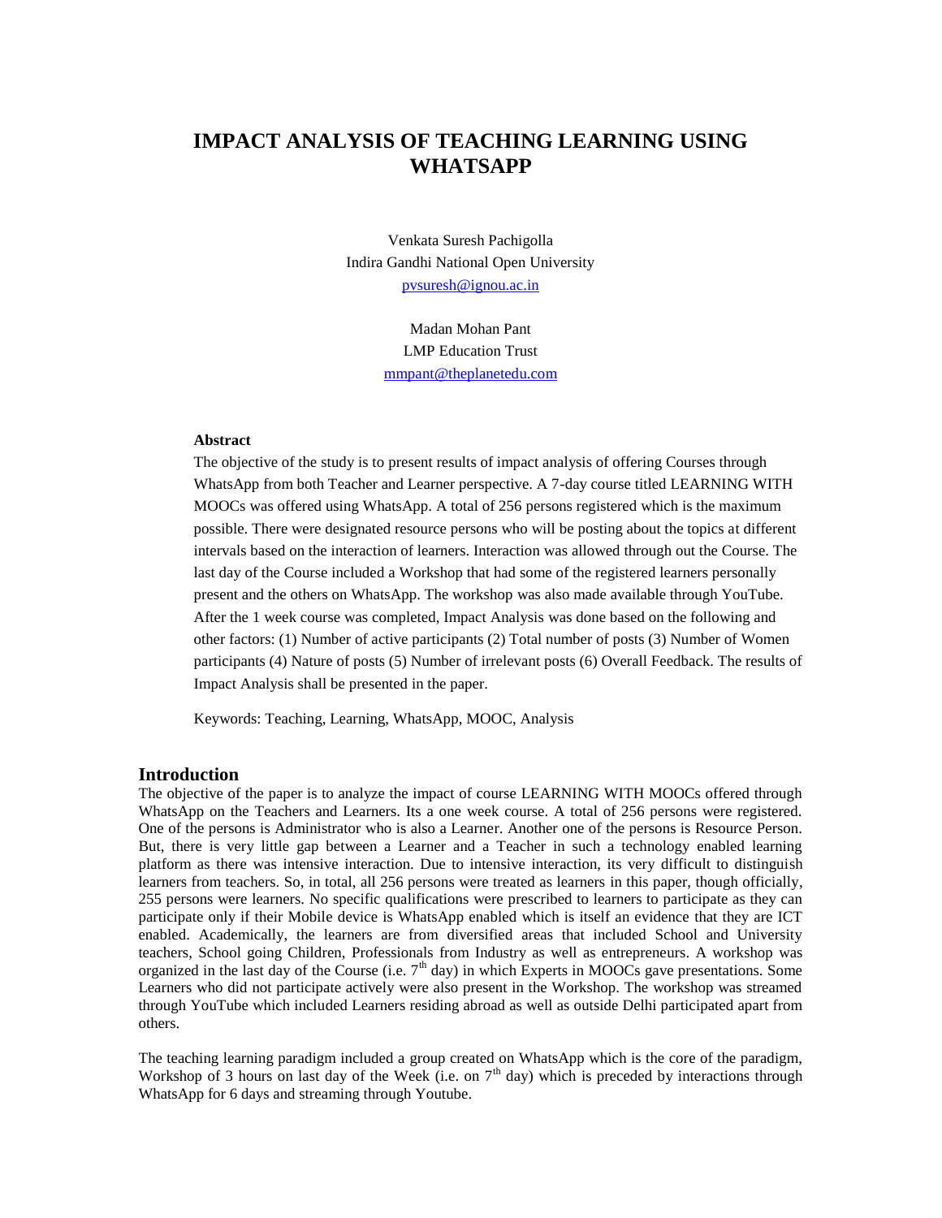# IMPACT ANALYSIS OF TEACHING LEARNING USING WHATSAPP

Venkata Suresh Pachigolla
Indira Gandhi National Open University
pvsuresh@ignou.ac.in

Madan Mohan Pant
LMP Education Trust
mmpant@theplanetedu.com

**Abstract**

The objective of the study is to present results of impact analysis of offering Courses through WhatsApp from both Teacher and Learner perspective. A 7-day course titled LEARNING WITH MOOCs was offered using WhatsApp. A total of 256 persons registered which is the maximum possible. There were designated resource persons who will be posting about the topics at different intervals based on the interaction of learners. Interaction was allowed through out the Course. The last day of the Course included a Workshop that had some of the registered learners personally present and the others on WhatsApp. The workshop was also made available through YouTube. After the 1 week course was completed, Impact Analysis was done based on the following and other factors: (1) Number of active participants (2) Total number of posts (3) Number of Women participants (4) Nature of posts (5) Number of irrelevant posts (6) Overall Feedback. The results of Impact Analysis shall be presented in the paper.

Keywords: Teaching, Learning, WhatsApp, MOOC, Analysis

## Introduction

The objective of the paper is to analyze the impact of course LEARNING WITH MOOCs offered through WhatsApp on the Teachers and Learners. Its a one week course. A total of 256 persons were registered. One of the persons is Administrator who is also a Learner. Another one of the persons is Resource Person. But, there is very little gap between a Learner and a Teacher in such a technology enabled learning platform as there was intensive interaction. Due to intensive interaction, its very difficult to distinguish learners from teachers. So, in total, all 256 persons were treated as learners in this paper, though officially, 255 persons were learners. No specific qualifications were prescribed to learners to participate as they can participate only if their Mobile device is WhatsApp enabled which is itself an evidence that they are ICT enabled. Academically, the learners are from diversified areas that included School and University teachers, School going Children, Professionals from Industry as well as entrepreneurs. A workshop was organized in the last day of the Course (i.e. 7th day) in which Experts in MOOCs gave presentations. Some Learners who did not participate actively were also present in the Workshop. The workshop was streamed through YouTube which included Learners residing abroad as well as outside Delhi participated apart from others.

The teaching learning paradigm included a group created on WhatsApp which is the core of the paradigm, Workshop of 3 hours on last day of the Week (i.e. on 7th day) which is preceded by interactions through WhatsApp for 6 days and streaming through Youtube.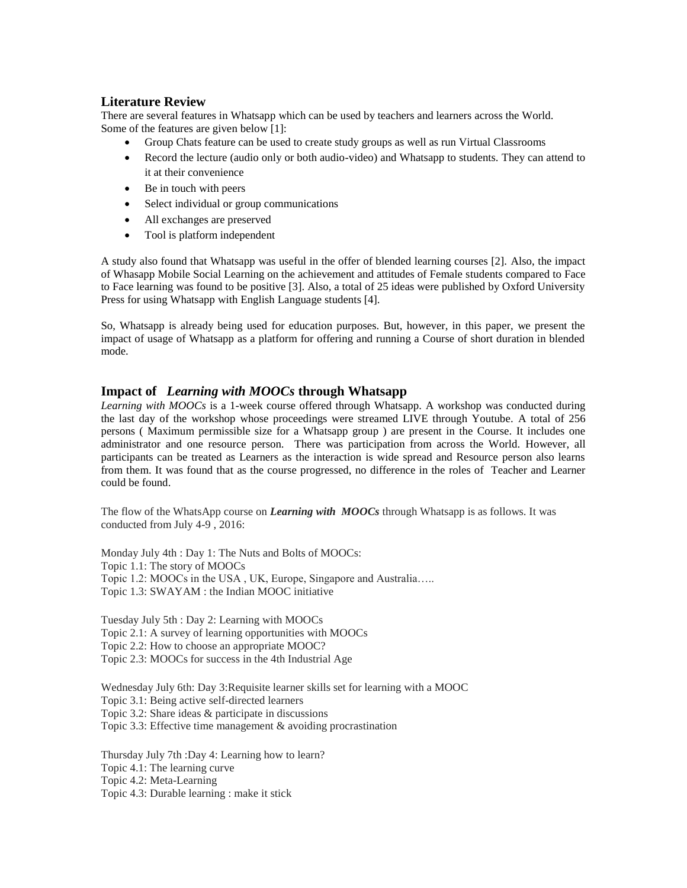## Literature Review

There are several features in Whatsapp which can be used by teachers and learners across the World. Some of the features are given below [1]:

- Group Chats feature can be used to create study groups as well as run Virtual Classrooms
- Record the lecture (audio only or both audio-video) and Whatsapp to students. They can attend to it at their convenience
- Be in touch with peers
- Select individual or group communications
- All exchanges are preserved
- Tool is platform independent

A study also found that Whatsapp was useful in the offer of blended learning courses [2]. Also, the impact of Whasapp Mobile Social Learning on the achievement and attitudes of Female students compared to Face to Face learning was found to be positive [3]. Also, a total of 25 ideas were published by Oxford University Press for using Whatsapp with English Language students [4].

So, Whatsapp is already being used for education purposes. But, however, in this paper, we present the impact of usage of Whatsapp as a platform for offering and running a Course of short duration in blended mode.

## Impact of *Learning with MOOCs* through Whatsapp

*Learning with MOOCs* is a 1-week course offered through Whatsapp. A workshop was conducted during the last day of the workshop whose proceedings were streamed LIVE through Youtube. A total of 256 persons ( Maximum permissible size for a Whatsapp group ) are present in the Course. It includes one administrator and one resource person. There was participation from across the World. However, all participants can be treated as Learners as the interaction is wide spread and Resource person also learns from them. It was found that as the course progressed, no difference in the roles of Teacher and Learner could be found.

The flow of the WhatsApp course on ***Learning with MOOCs*** through Whatsapp is as follows. It was conducted from July 4-9 , 2016:

Monday July 4th : Day 1: The Nuts and Bolts of MOOCs:
Topic 1.1: The story of MOOCs
Topic 1.2: MOOCs in the USA , UK, Europe, Singapore and Australia…..
Topic 1.3: SWAYAM : the Indian MOOC initiative

Tuesday July 5th : Day 2: Learning with MOOCs
Topic 2.1: A survey of learning opportunities with MOOCs
Topic 2.2: How to choose an appropriate MOOC?
Topic 2.3: MOOCs for success in the 4th Industrial Age

Wednesday July 6th: Day 3:Requisite learner skills set for learning with a MOOC
Topic 3.1: Being active self-directed learners
Topic 3.2: Share ideas & participate in discussions
Topic 3.3: Effective time management & avoiding procrastination

Thursday July 7th :Day 4: Learning how to learn?
Topic 4.1: The learning curve
Topic 4.2: Meta-Learning
Topic 4.3: Durable learning : make it stick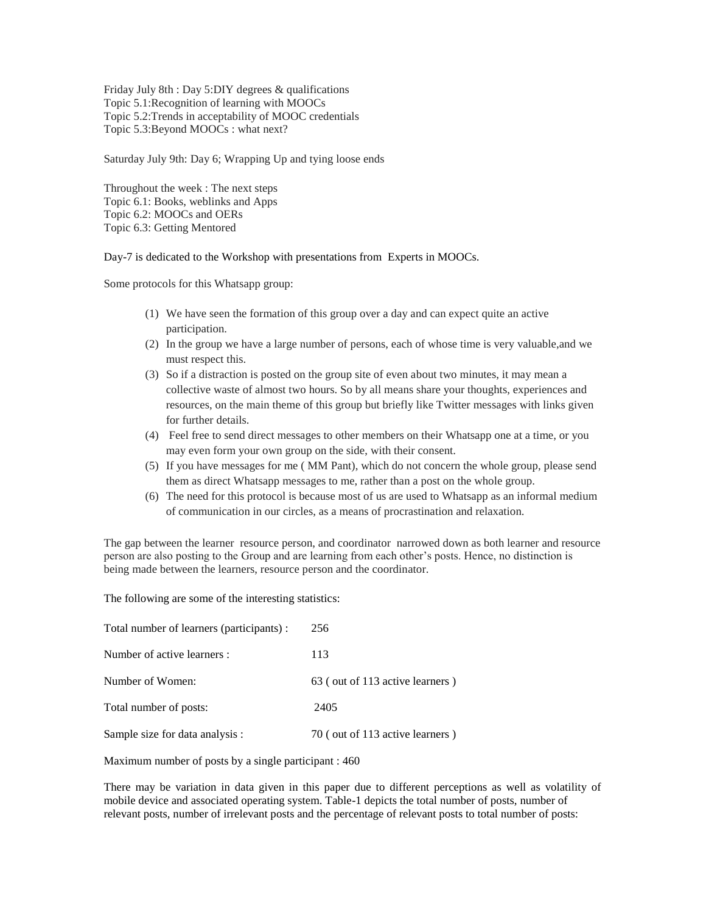Friday July 8th : Day 5:DIY degrees & qualifications
Topic 5.1:Recognition of learning with MOOCs
Topic 5.2:Trends in acceptability of MOOC credentials
Topic 5.3:Beyond MOOCs : what next?

Saturday July 9th: Day 6; Wrapping Up and tying loose ends

Throughout the week : The next steps
Topic 6.1: Books, weblinks and Apps
Topic 6.2: MOOCs and OERs
Topic 6.3: Getting Mentored

Day-7 is dedicated to the Workshop with presentations from Experts in MOOCs.

Some protocols for this Whatsapp group:

(1) We have seen the formation of this group over a day and can expect quite an active participation.
(2) In the group we have a large number of persons, each of whose time is very valuable,and we must respect this.
(3) So if a distraction is posted on the group site of even about two minutes, it may mean a collective waste of almost two hours. So by all means share your thoughts, experiences and resources, on the main theme of this group but briefly like Twitter messages with links given for further details.
(4) Feel free to send direct messages to other members on their Whatsapp one at a time, or you may even form your own group on the side, with their consent.
(5) If you have messages for me ( MM Pant), which do not concern the whole group, please send them as direct Whatsapp messages to me, rather than a post on the whole group.
(6) The need for this protocol is because most of us are used to Whatsapp as an informal medium of communication in our circles, as a means of procrastination and relaxation.

The gap between the learner resource person, and coordinator narrowed down as both learner and resource person are also posting to the Group and are learning from each other's posts. Hence, no distinction is being made between the learners, resource person and the coordinator.

The following are some of the interesting statistics:

| | |
|---|---|
| Total number of learners (participants) : | 256 |
| Number of active learners : | 113 |
| Number of Women: | 63 ( out of 113 active learners ) |
| Total number of posts: | 2405 |
| Sample size for data analysis : | 70 ( out of 113 active learners ) |

Maximum number of posts by a single participant : 460

There may be variation in data given in this paper due to different perceptions as well as volatility of mobile device and associated operating system. Table-1 depicts the total number of posts, number of relevant posts, number of irrelevant posts and the percentage of relevant posts to total number of posts: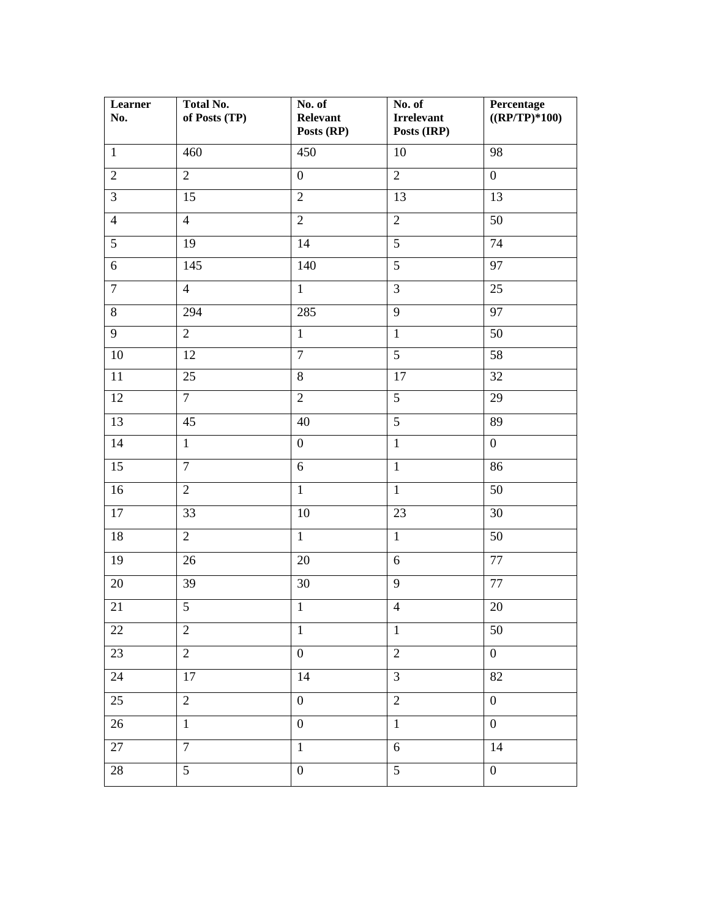| Learner No. | Total No. of Posts (TP) | No. of Relevant Posts (RP) | No. of Irrelevant Posts (IRP) | Percentage ((RP/TP)*100) |
|---|---|---|---|---|
| 1 | 460 | 450 | 10 | 98 |
| 2 | 2 | 0 | 2 | 0 |
| 3 | 15 | 2 | 13 | 13 |
| 4 | 4 | 2 | 2 | 50 |
| 5 | 19 | 14 | 5 | 74 |
| 6 | 145 | 140 | 5 | 97 |
| 7 | 4 | 1 | 3 | 25 |
| 8 | 294 | 285 | 9 | 97 |
| 9 | 2 | 1 | 1 | 50 |
| 10 | 12 | 7 | 5 | 58 |
| 11 | 25 | 8 | 17 | 32 |
| 12 | 7 | 2 | 5 | 29 |
| 13 | 45 | 40 | 5 | 89 |
| 14 | 1 | 0 | 1 | 0 |
| 15 | 7 | 6 | 1 | 86 |
| 16 | 2 | 1 | 1 | 50 |
| 17 | 33 | 10 | 23 | 30 |
| 18 | 2 | 1 | 1 | 50 |
| 19 | 26 | 20 | 6 | 77 |
| 20 | 39 | 30 | 9 | 77 |
| 21 | 5 | 1 | 4 | 20 |
| 22 | 2 | 1 | 1 | 50 |
| 23 | 2 | 0 | 2 | 0 |
| 24 | 17 | 14 | 3 | 82 |
| 25 | 2 | 0 | 2 | 0 |
| 26 | 1 | 0 | 1 | 0 |
| 27 | 7 | 1 | 6 | 14 |
| 28 | 5 | 0 | 5 | 0 |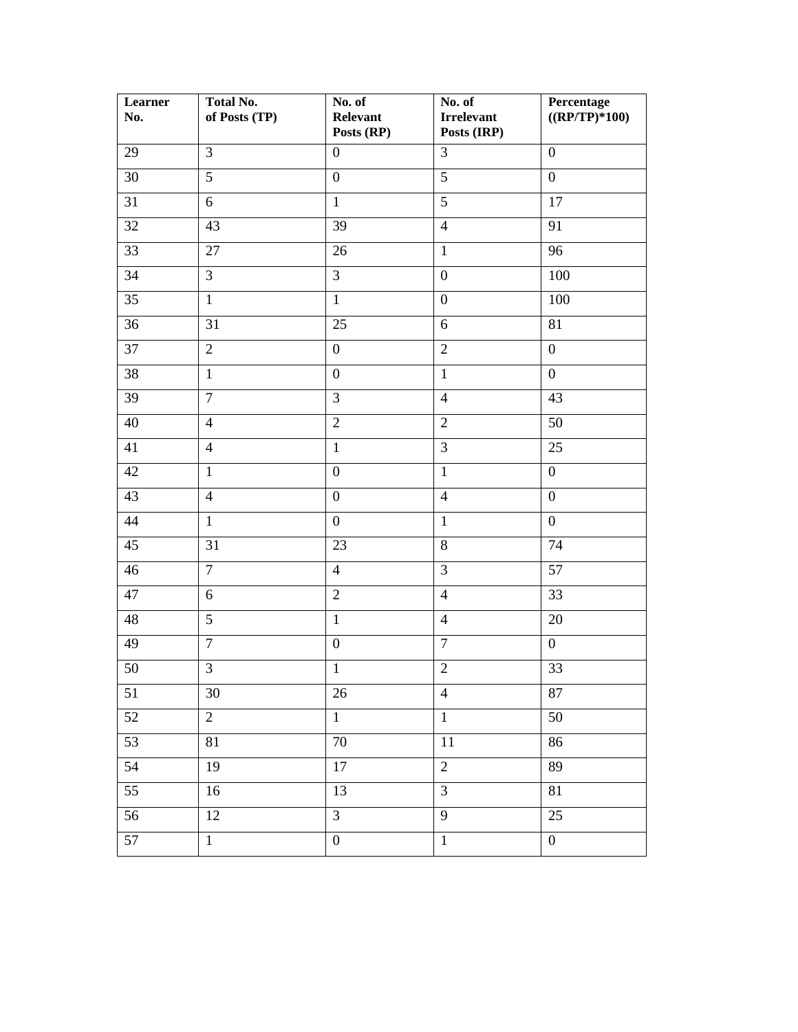| Learner No. | Total No. of Posts (TP) | No. of Relevant Posts (RP) | No. of Irrelevant Posts (IRP) | Percentage ((RP/TP)*100) |
|---|---|---|---|---|
| 29 | 3 | 0 | 3 | 0 |
| 30 | 5 | 0 | 5 | 0 |
| 31 | 6 | 1 | 5 | 17 |
| 32 | 43 | 39 | 4 | 91 |
| 33 | 27 | 26 | 1 | 96 |
| 34 | 3 | 3 | 0 | 100 |
| 35 | 1 | 1 | 0 | 100 |
| 36 | 31 | 25 | 6 | 81 |
| 37 | 2 | 0 | 2 | 0 |
| 38 | 1 | 0 | 1 | 0 |
| 39 | 7 | 3 | 4 | 43 |
| 40 | 4 | 2 | 2 | 50 |
| 41 | 4 | 1 | 3 | 25 |
| 42 | 1 | 0 | 1 | 0 |
| 43 | 4 | 0 | 4 | 0 |
| 44 | 1 | 0 | 1 | 0 |
| 45 | 31 | 23 | 8 | 74 |
| 46 | 7 | 4 | 3 | 57 |
| 47 | 6 | 2 | 4 | 33 |
| 48 | 5 | 1 | 4 | 20 |
| 49 | 7 | 0 | 7 | 0 |
| 50 | 3 | 1 | 2 | 33 |
| 51 | 30 | 26 | 4 | 87 |
| 52 | 2 | 1 | 1 | 50 |
| 53 | 81 | 70 | 11 | 86 |
| 54 | 19 | 17 | 2 | 89 |
| 55 | 16 | 13 | 3 | 81 |
| 56 | 12 | 3 | 9 | 25 |
| 57 | 1 | 0 | 1 | 0 |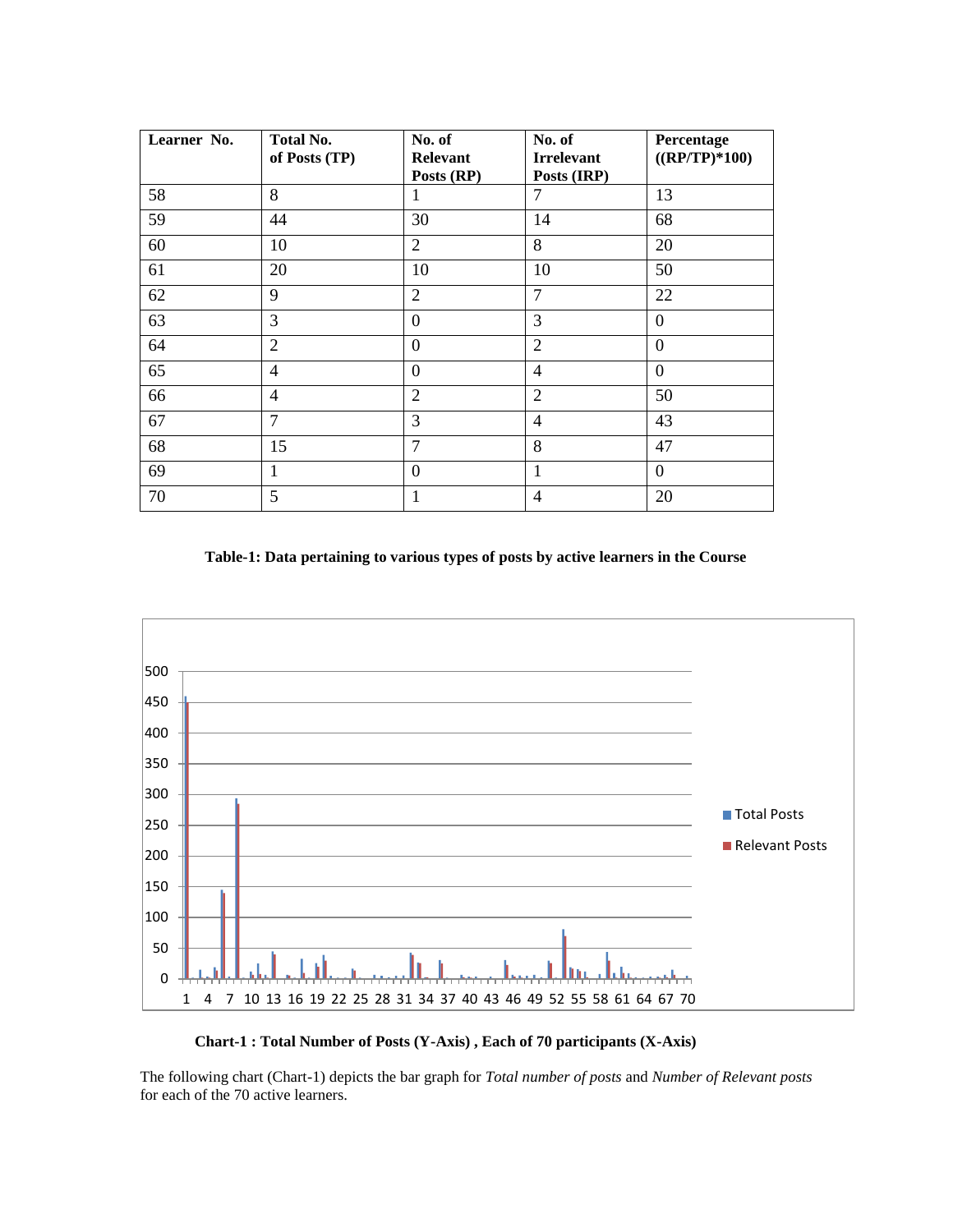| Learner No. | Total No. of Posts (TP) | No. of Relevant Posts (RP) | No. of Irrelevant Posts (IRP) | Percentage ((RP/TP)*100) |
|---|---|---|---|---|
| 58 | 8 | 1 | 7 | 13 |
| 59 | 44 | 30 | 14 | 68 |
| 60 | 10 | 2 | 8 | 20 |
| 61 | 20 | 10 | 10 | 50 |
| 62 | 9 | 2 | 7 | 22 |
| 63 | 3 | 0 | 3 | 0 |
| 64 | 2 | 0 | 2 | 0 |
| 65 | 4 | 0 | 4 | 0 |
| 66 | 4 | 2 | 2 | 50 |
| 67 | 7 | 3 | 4 | 43 |
| 68 | 15 | 7 | 8 | 47 |
| 69 | 1 | 0 | 1 | 0 |
| 70 | 5 | 1 | 4 | 20 |

**Table-1: Data pertaining to various types of posts by active learners in the Course**

**Chart-1 : Total Number of Posts (Y-Axis) , Each of 70 participants (X-Axis)**

The following chart (Chart-1) depicts the bar graph for *Total number of posts* and *Number of Relevant posts* for each of the 70 active learners.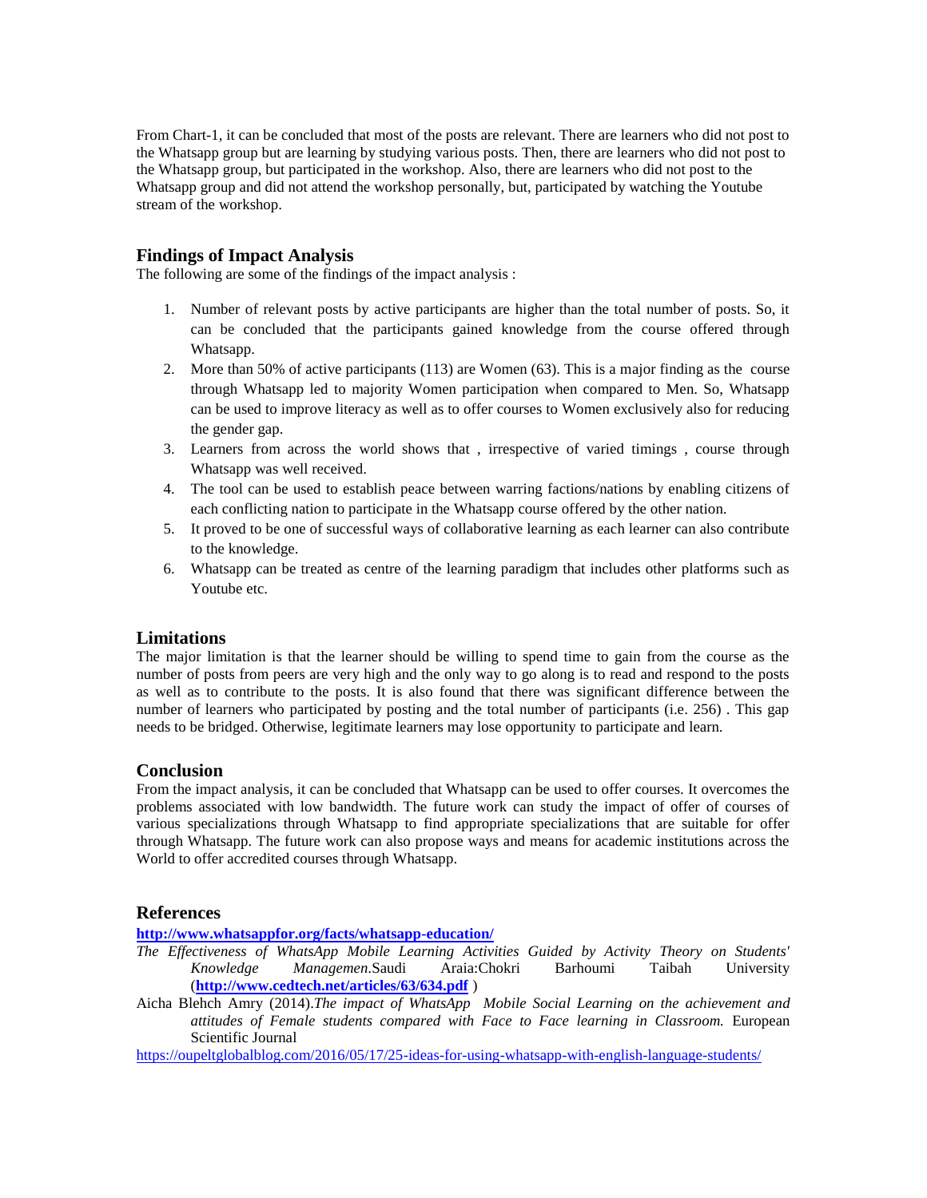From Chart-1, it can be concluded that most of the posts are relevant. There are learners who did not post to the Whatsapp group but are learning by studying various posts. Then, there are learners who did not post to the Whatsapp group, but participated in the workshop. Also, there are learners who did not post to the Whatsapp group and did not attend the workshop personally, but, participated by watching the Youtube stream of the workshop.

## Findings of Impact Analysis

The following are some of the findings of the impact analysis :

1. Number of relevant posts by active participants are higher than the total number of posts. So, it can be concluded that the participants gained knowledge from the course offered through Whatsapp.
2. More than 50% of active participants (113) are Women (63). This is a major finding as the course through Whatsapp led to majority Women participation when compared to Men. So, Whatsapp can be used to improve literacy as well as to offer courses to Women exclusively also for reducing the gender gap.
3. Learners from across the world shows that , irrespective of varied timings , course through Whatsapp was well received.
4. The tool can be used to establish peace between warring factions/nations by enabling citizens of each conflicting nation to participate in the Whatsapp course offered by the other nation.
5. It proved to be one of successful ways of collaborative learning as each learner can also contribute to the knowledge.
6. Whatsapp can be treated as centre of the learning paradigm that includes other platforms such as Youtube etc.

## Limitations

The major limitation is that the learner should be willing to spend time to gain from the course as the number of posts from peers are very high and the only way to go along is to read and respond to the posts as well as to contribute to the posts. It is also found that there was significant difference between the number of learners who participated by posting and the total number of participants (i.e. 256) . This gap needs to be bridged. Otherwise, legitimate learners may lose opportunity to participate and learn.

## Conclusion

From the impact analysis, it can be concluded that Whatsapp can be used to offer courses. It overcomes the problems associated with low bandwidth. The future work can study the impact of offer of courses of various specializations through Whatsapp to find appropriate specializations that are suitable for offer through Whatsapp. The future work can also propose ways and means for academic institutions across the World to offer accredited courses through Whatsapp.

## References

**http://www.whatsappfor.org/facts/whatsapp-education/**

*The Effectiveness of WhatsApp Mobile Learning Activities Guided by Activity Theory on Students' Knowledge Managemen*.Saudi Araia:Chokri Barhoumi Taibah University (**http://www.cedtech.net/articles/63/634.pdf** )

Aicha Blehch Amry (2014).*The impact of WhatsApp Mobile Social Learning on the achievement and attitudes of Female students compared with Face to Face learning in Classroom.* European Scientific Journal

https://oupeltglobalblog.com/2016/05/17/25-ideas-for-using-whatsapp-with-english-language-students/